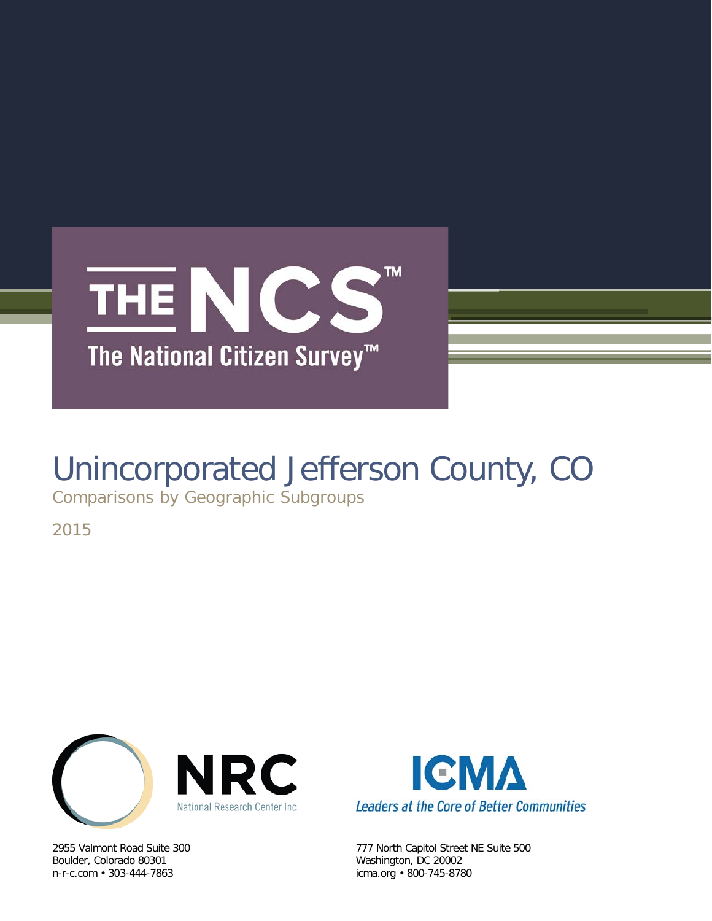# THE NCS™

## The National Citizen Survey™

# Unincorporated Jefferson County, CO

Comparisons by Geographic Subgroups

2015

NRC
National Research Center Inc

2955 Valmont Road Suite 300
Boulder, Colorado 80301
n-r-c.com • 303-444-7863

ICMA
Leaders at the Core of Better Communities

777 North Capitol Street NE Suite 500
Washington, DC 20002
icma.org • 800-745-8780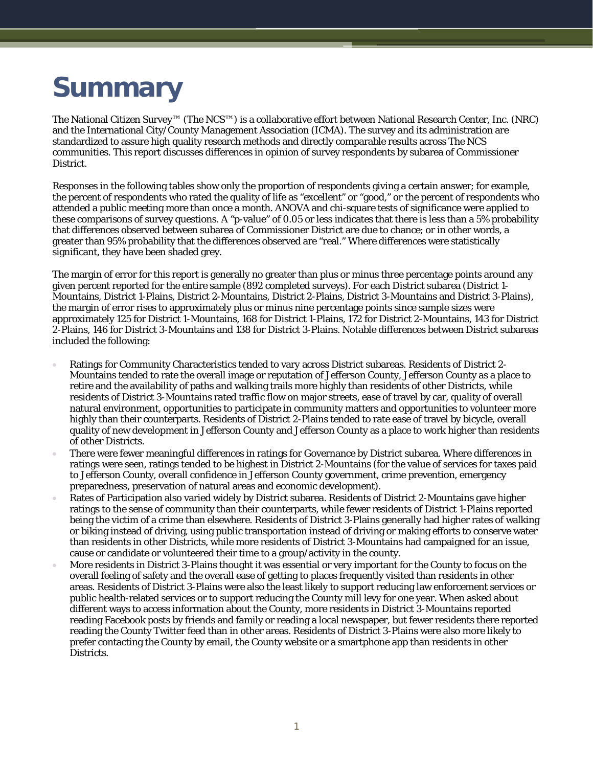# Summary

The National Citizen Survey™ (The NCS™) is a collaborative effort between National Research Center, Inc. (NRC) and the International City/County Management Association (ICMA). The survey and its administration are standardized to assure high quality research methods and directly comparable results across The NCS communities. This report discusses differences in opinion of survey respondents by subarea of Commissioner District.

Responses in the following tables show only the proportion of respondents giving a certain answer; for example, the percent of respondents who rated the quality of life as "excellent" or "good," or the percent of respondents who attended a public meeting more than once a month. ANOVA and chi-square tests of significance were applied to these comparisons of survey questions. A "p-value" of 0.05 or less indicates that there is less than a 5% probability that differences observed between subarea of Commissioner District are due to chance; or in other words, a greater than 95% probability that the differences observed are "real." Where differences were statistically significant, they have been shaded grey.

The margin of error for this report is generally no greater than plus or minus three percentage points around any given percent reported for the entire sample (892 completed surveys). For each District subarea (District 1-Mountains, District 1-Plains, District 2-Mountains, District 2-Plains, District 3-Mountains and District 3-Plains), the margin of error rises to approximately plus or minus nine percentage points since sample sizes were approximately 125 for District 1-Mountains, 168 for District 1-Plains, 172 for District 2-Mountains, 143 for District 2-Plains, 146 for District 3-Mountains and 138 for District 3-Plains. Notable differences between District subareas included the following:

- Ratings for Community Characteristics tended to vary across District subareas. Residents of District 2-Mountains tended to rate the overall image or reputation of Jefferson County, Jefferson County as a place to retire and the availability of paths and walking trails more highly than residents of other Districts, while residents of District 3-Mountains rated traffic flow on major streets, ease of travel by car, quality of overall natural environment, opportunities to participate in community matters and opportunities to volunteer more highly than their counterparts. Residents of District 2-Plains tended to rate ease of travel by bicycle, overall quality of new development in Jefferson County and Jefferson County as a place to work higher than residents of other Districts.
- There were fewer meaningful differences in ratings for Governance by District subarea. Where differences in ratings were seen, ratings tended to be highest in District 2-Mountains (for the value of services for taxes paid to Jefferson County, overall confidence in Jefferson County government, crime prevention, emergency preparedness, preservation of natural areas and economic development).
- Rates of Participation also varied widely by District subarea. Residents of District 2-Mountains gave higher ratings to the sense of community than their counterparts, while fewer residents of District 1-Plains reported being the victim of a crime than elsewhere. Residents of District 3-Plains generally had higher rates of walking or biking instead of driving, using public transportation instead of driving or making efforts to conserve water than residents in other Districts, while more residents of District 3-Mountains had campaigned for an issue, cause or candidate or volunteered their time to a group/activity in the county.
- More residents in District 3-Plains thought it was essential or very important for the County to focus on the overall feeling of safety and the overall ease of getting to places frequently visited than residents in other areas. Residents of District 3-Plains were also the least likely to support reducing law enforcement services or public health-related services or to support reducing the County mill levy for one year. When asked about different ways to access information about the County, more residents in District 3-Mountains reported reading Facebook posts by friends and family or reading a local newspaper, but fewer residents there reported reading the County Twitter feed than in other areas. Residents of District 3-Plains were also more likely to prefer contacting the County by email, the County website or a smartphone app than residents in other Districts.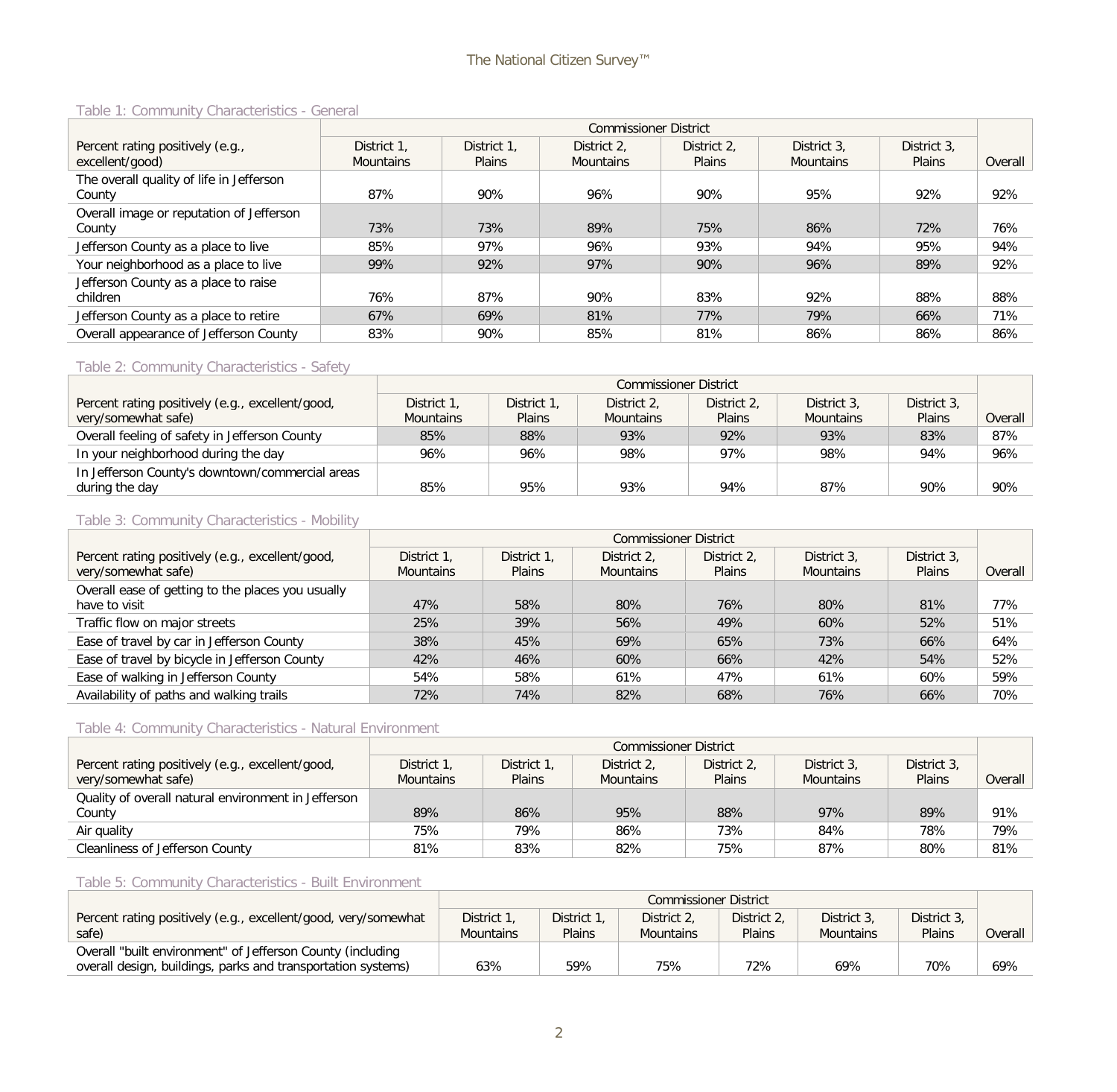Table 1: Community Characteristics - General

| Percent rating positively (e.g., excellent/good) | Commissioner District | | | | | | Overall |
|---|---|---|---|---|---|---|---|
| | District 1, Mountains | District 1, Plains | District 2, Mountains | District 2, Plains | District 3, Mountains | District 3, Plains | |
| The overall quality of life in Jefferson County | 87% | 90% | 96% | 90% | 95% | 92% | 92% |
| Overall image or reputation of Jefferson County | 73% | 73% | 89% | 75% | 86% | 72% | 76% |
| Jefferson County as a place to live | 85% | 97% | 96% | 93% | 94% | 95% | 94% |
| Your neighborhood as a place to live | 99% | 92% | 97% | 90% | 96% | 89% | 92% |
| Jefferson County as a place to raise children | 76% | 87% | 90% | 83% | 92% | 88% | 88% |
| Jefferson County as a place to retire | 67% | 69% | 81% | 77% | 79% | 66% | 71% |
| Overall appearance of Jefferson County | 83% | 90% | 85% | 81% | 86% | 86% | 86% |

Table 2: Community Characteristics - Safety

| Percent rating positively (e.g., excellent/good, very/somewhat safe) | Commissioner District | | | | | | Overall |
|---|---|---|---|---|---|---|---|
| | District 1, Mountains | District 1, Plains | District 2, Mountains | District 2, Plains | District 3, Mountains | District 3, Plains | |
| Overall feeling of safety in Jefferson County | 85% | 88% | 93% | 92% | 93% | 83% | 87% |
| In your neighborhood during the day | 96% | 96% | 98% | 97% | 98% | 94% | 96% |
| In Jefferson County's downtown/commercial areas during the day | 85% | 95% | 93% | 94% | 87% | 90% | 90% |

Table 3: Community Characteristics - Mobility

| Percent rating positively (e.g., excellent/good, very/somewhat safe) | Commissioner District | | | | | | Overall |
|---|---|---|---|---|---|---|---|
| | District 1, Mountains | District 1, Plains | District 2, Mountains | District 2, Plains | District 3, Mountains | District 3, Plains | |
| Overall ease of getting to the places you usually have to visit | 47% | 58% | 80% | 76% | 80% | 81% | 77% |
| Traffic flow on major streets | 25% | 39% | 56% | 49% | 60% | 52% | 51% |
| Ease of travel by car in Jefferson County | 38% | 45% | 69% | 65% | 73% | 66% | 64% |
| Ease of travel by bicycle in Jefferson County | 42% | 46% | 60% | 66% | 42% | 54% | 52% |
| Ease of walking in Jefferson County | 54% | 58% | 61% | 47% | 61% | 60% | 59% |
| Availability of paths and walking trails | 72% | 74% | 82% | 68% | 76% | 66% | 70% |

Table 4: Community Characteristics - Natural Environment

| Percent rating positively (e.g., excellent/good, very/somewhat safe) | Commissioner District | | | | | | Overall |
|---|---|---|---|---|---|---|---|
| | District 1, Mountains | District 1, Plains | District 2, Mountains | District 2, Plains | District 3, Mountains | District 3, Plains | |
| Quality of overall natural environment in Jefferson County | 89% | 86% | 95% | 88% | 97% | 89% | 91% |
| Air quality | 75% | 79% | 86% | 73% | 84% | 78% | 79% |
| Cleanliness of Jefferson County | 81% | 83% | 82% | 75% | 87% | 80% | 81% |

Table 5: Community Characteristics - Built Environment

| Percent rating positively (e.g., excellent/good, very/somewhat safe) | Commissioner District | | | | | | Overall |
|---|---|---|---|---|---|---|---|
| | District 1, Mountains | District 1, Plains | District 2, Mountains | District 2, Plains | District 3, Mountains | District 3, Plains | |
| Overall "built environment" of Jefferson County (including overall design, buildings, parks and transportation systems) | 63% | 59% | 75% | 72% | 69% | 70% | 69% |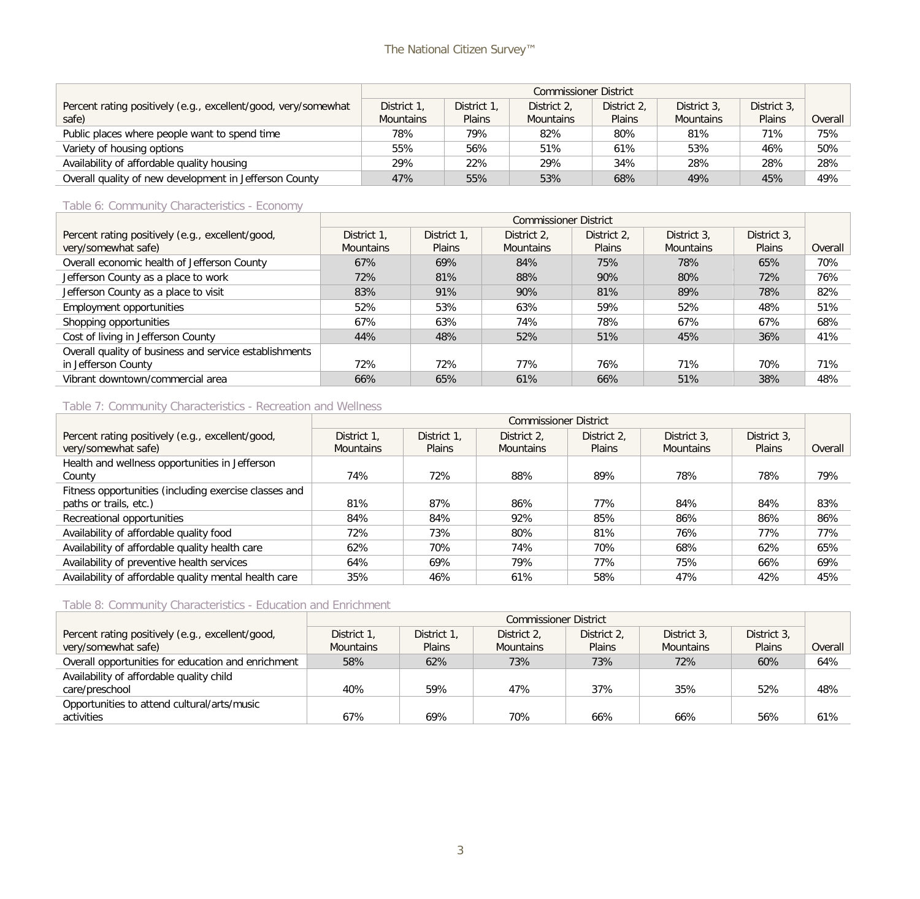| Percent rating positively (e.g., excellent/good, very/somewhat safe) | Commissioner District | | | | | | Overall |
|---|---|---|---|---|---|---|---|
| | District 1, Mountains | District 1, Plains | District 2, Mountains | District 2, Plains | District 3, Mountains | District 3, Plains | |
| Public places where people want to spend time | 78% | 79% | 82% | 80% | 81% | 71% | 75% |
| Variety of housing options | 55% | 56% | 51% | 61% | 53% | 46% | 50% |
| Availability of affordable quality housing | 29% | 22% | 29% | 34% | 28% | 28% | 28% |
| Overall quality of new development in Jefferson County | 47% | 55% | 53% | 68% | 49% | 45% | 49% |

Table 6: Community Characteristics - Economy

| Percent rating positively (e.g., excellent/good, very/somewhat safe) | Commissioner District | | | | | | Overall |
|---|---|---|---|---|---|---|---|
| | District 1, Mountains | District 1, Plains | District 2, Mountains | District 2, Plains | District 3, Mountains | District 3, Plains | |
| Overall economic health of Jefferson County | 67% | 69% | 84% | 75% | 78% | 65% | 70% |
| Jefferson County as a place to work | 72% | 81% | 88% | 90% | 80% | 72% | 76% |
| Jefferson County as a place to visit | 83% | 91% | 90% | 81% | 89% | 78% | 82% |
| Employment opportunities | 52% | 53% | 63% | 59% | 52% | 48% | 51% |
| Shopping opportunities | 67% | 63% | 74% | 78% | 67% | 67% | 68% |
| Cost of living in Jefferson County | 44% | 48% | 52% | 51% | 45% | 36% | 41% |
| Overall quality of business and service establishments in Jefferson County | 72% | 72% | 77% | 76% | 71% | 70% | 71% |
| Vibrant downtown/commercial area | 66% | 65% | 61% | 66% | 51% | 38% | 48% |

Table 7: Community Characteristics - Recreation and Wellness

| Percent rating positively (e.g., excellent/good, very/somewhat safe) | Commissioner District | | | | | | Overall |
|---|---|---|---|---|---|---|---|
| | District 1, Mountains | District 1, Plains | District 2, Mountains | District 2, Plains | District 3, Mountains | District 3, Plains | |
| Health and wellness opportunities in Jefferson County | 74% | 72% | 88% | 89% | 78% | 78% | 79% |
| Fitness opportunities (including exercise classes and paths or trails, etc.) | 81% | 87% | 86% | 77% | 84% | 84% | 83% |
| Recreational opportunities | 84% | 84% | 92% | 85% | 86% | 86% | 86% |
| Availability of affordable quality food | 72% | 73% | 80% | 81% | 76% | 77% | 77% |
| Availability of affordable quality health care | 62% | 70% | 74% | 70% | 68% | 62% | 65% |
| Availability of preventive health services | 64% | 69% | 79% | 77% | 75% | 66% | 69% |
| Availability of affordable quality mental health care | 35% | 46% | 61% | 58% | 47% | 42% | 45% |

Table 8: Community Characteristics - Education and Enrichment

| Percent rating positively (e.g., excellent/good, very/somewhat safe) | Commissioner District | | | | | | Overall |
|---|---|---|---|---|---|---|---|
| | District 1, Mountains | District 1, Plains | District 2, Mountains | District 2, Plains | District 3, Mountains | District 3, Plains | |
| Overall opportunities for education and enrichment | 58% | 62% | 73% | 73% | 72% | 60% | 64% |
| Availability of affordable quality child care/preschool | 40% | 59% | 47% | 37% | 35% | 52% | 48% |
| Opportunities to attend cultural/arts/music activities | 67% | 69% | 70% | 66% | 66% | 56% | 61% |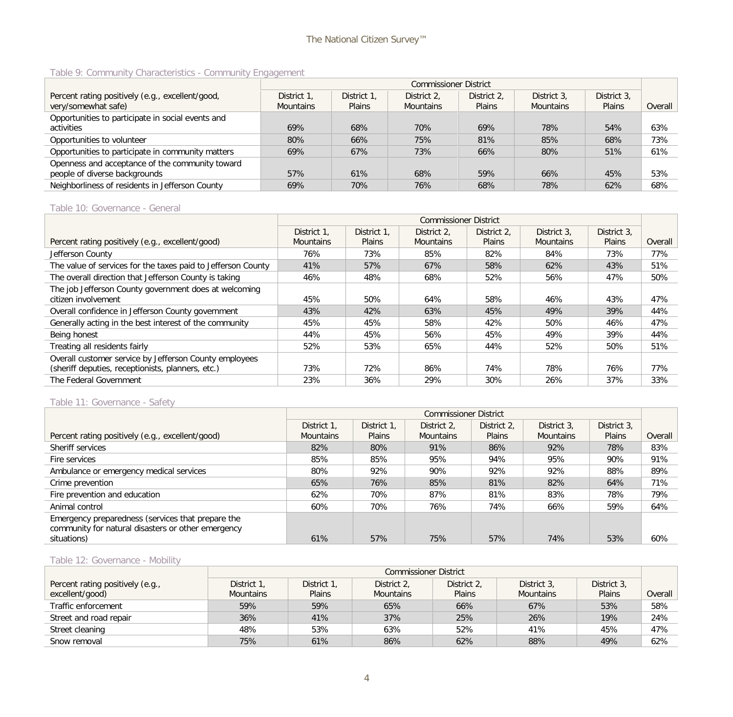Table 9: Community Characteristics - Community Engagement

| Percent rating positively (e.g., excellent/good, very/somewhat safe) | Commissioner District | | | | | | Overall |
|---|---|---|---|---|---|---|---|
| | District 1, Mountains | District 1, Plains | District 2, Mountains | District 2, Plains | District 3, Mountains | District 3, Plains | |
| Opportunities to participate in social events and activities | 69% | 68% | 70% | 69% | 78% | 54% | 63% |
| Opportunities to volunteer | 80% | 66% | 75% | 81% | 85% | 68% | 73% |
| Opportunities to participate in community matters | 69% | 67% | 73% | 66% | 80% | 51% | 61% |
| Openness and acceptance of the community toward people of diverse backgrounds | 57% | 61% | 68% | 59% | 66% | 45% | 53% |
| Neighborliness of residents in Jefferson County | 69% | 70% | 76% | 68% | 78% | 62% | 68% |

Table 10: Governance - General

| Percent rating positively (e.g., excellent/good) | Commissioner District | | | | | | Overall |
|---|---|---|---|---|---|---|---|
| | District 1, Mountains | District 1, Plains | District 2, Mountains | District 2, Plains | District 3, Mountains | District 3, Plains | |
| Jefferson County | 76% | 73% | 85% | 82% | 84% | 73% | 77% |
| The value of services for the taxes paid to Jefferson County | 41% | 57% | 67% | 58% | 62% | 43% | 51% |
| The overall direction that Jefferson County is taking | 46% | 48% | 68% | 52% | 56% | 47% | 50% |
| The job Jefferson County government does at welcoming citizen involvement | 45% | 50% | 64% | 58% | 46% | 43% | 47% |
| Overall confidence in Jefferson County government | 43% | 42% | 63% | 45% | 49% | 39% | 44% |
| Generally acting in the best interest of the community | 45% | 45% | 58% | 42% | 50% | 46% | 47% |
| Being honest | 44% | 45% | 56% | 45% | 49% | 39% | 44% |
| Treating all residents fairly | 52% | 53% | 65% | 44% | 52% | 50% | 51% |
| Overall customer service by Jefferson County employees (sheriff deputies, receptionists, planners, etc.) | 73% | 72% | 86% | 74% | 78% | 76% | 77% |
| The Federal Government | 23% | 36% | 29% | 30% | 26% | 37% | 33% |

Table 11: Governance - Safety

| Percent rating positively (e.g., excellent/good) | Commissioner District | | | | | | Overall |
|---|---|---|---|---|---|---|---|
| | District 1, Mountains | District 1, Plains | District 2, Mountains | District 2, Plains | District 3, Mountains | District 3, Plains | |
| Sheriff services | 82% | 80% | 91% | 86% | 92% | 78% | 83% |
| Fire services | 85% | 85% | 95% | 94% | 95% | 90% | 91% |
| Ambulance or emergency medical services | 80% | 92% | 90% | 92% | 92% | 88% | 89% |
| Crime prevention | 65% | 76% | 85% | 81% | 82% | 64% | 71% |
| Fire prevention and education | 62% | 70% | 87% | 81% | 83% | 78% | 79% |
| Animal control | 60% | 70% | 76% | 74% | 66% | 59% | 64% |
| Emergency preparedness (services that prepare the community for natural disasters or other emergency situations) | 61% | 57% | 75% | 57% | 74% | 53% | 60% |

Table 12: Governance - Mobility

| Percent rating positively (e.g., excellent/good) | Commissioner District | | | | | | Overall |
|---|---|---|---|---|---|---|---|
| | District 1, Mountains | District 1, Plains | District 2, Mountains | District 2, Plains | District 3, Mountains | District 3, Plains | |
| Traffic enforcement | 59% | 59% | 65% | 66% | 67% | 53% | 58% |
| Street and road repair | 36% | 41% | 37% | 25% | 26% | 19% | 24% |
| Street cleaning | 48% | 53% | 63% | 52% | 41% | 45% | 47% |
| Snow removal | 75% | 61% | 86% | 62% | 88% | 49% | 62% |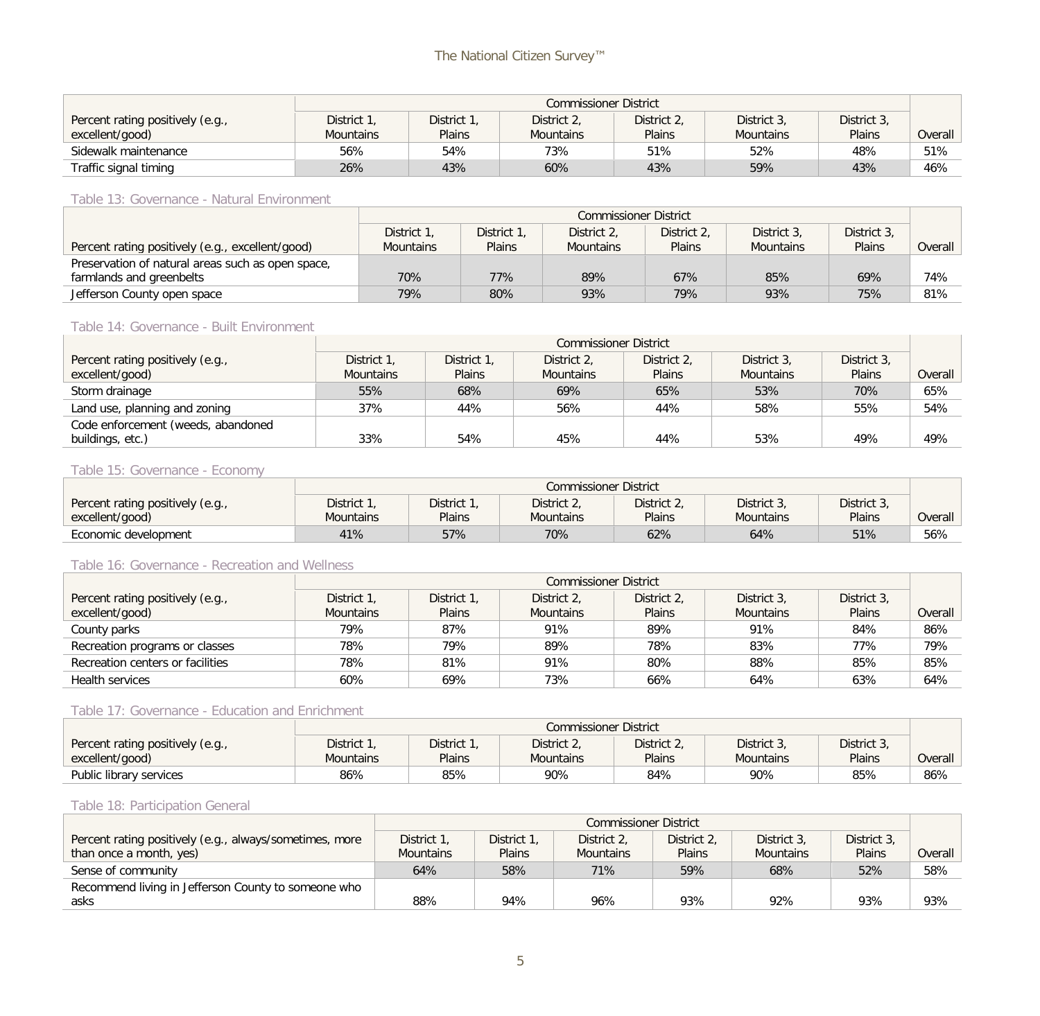| Percent rating positively (e.g., excellent/good) | Commissioner District | | | | | | Overall |
|---|---|---|---|---|---|---|---|
| | District 1, Mountains | District 1, Plains | District 2, Mountains | District 2, Plains | District 3, Mountains | District 3, Plains | |
| Sidewalk maintenance | 56% | 54% | 73% | 51% | 52% | 48% | 51% |
| Traffic signal timing | 26% | 43% | 60% | 43% | 59% | 43% | 46% |

Table 13: Governance - Natural Environment

| Percent rating positively (e.g., excellent/good) | Commissioner District | | | | | | Overall |
|---|---|---|---|---|---|---|---|
| | District 1, Mountains | District 1, Plains | District 2, Mountains | District 2, Plains | District 3, Mountains | District 3, Plains | |
| Preservation of natural areas such as open space, farmlands and greenbelts | 70% | 77% | 89% | 67% | 85% | 69% | 74% |
| Jefferson County open space | 79% | 80% | 93% | 79% | 93% | 75% | 81% |

Table 14: Governance - Built Environment

| Percent rating positively (e.g., excellent/good) | Commissioner District | | | | | | Overall |
|---|---|---|---|---|---|---|---|
| | District 1, Mountains | District 1, Plains | District 2, Mountains | District 2, Plains | District 3, Mountains | District 3, Plains | |
| Storm drainage | 55% | 68% | 69% | 65% | 53% | 70% | 65% |
| Land use, planning and zoning | 37% | 44% | 56% | 44% | 58% | 55% | 54% |
| Code enforcement (weeds, abandoned buildings, etc.) | 33% | 54% | 45% | 44% | 53% | 49% | 49% |

Table 15: Governance - Economy

| Percent rating positively (e.g., excellent/good) | Commissioner District | | | | | | Overall |
|---|---|---|---|---|---|---|---|
| | District 1, Mountains | District 1, Plains | District 2, Mountains | District 2, Plains | District 3, Mountains | District 3, Plains | |
| Economic development | 41% | 57% | 70% | 62% | 64% | 51% | 56% |

Table 16: Governance - Recreation and Wellness

| Percent rating positively (e.g., excellent/good) | Commissioner District | | | | | | Overall |
|---|---|---|---|---|---|---|---|
| | District 1, Mountains | District 1, Plains | District 2, Mountains | District 2, Plains | District 3, Mountains | District 3, Plains | |
| County parks | 79% | 87% | 91% | 89% | 91% | 84% | 86% |
| Recreation programs or classes | 78% | 79% | 89% | 78% | 83% | 77% | 79% |
| Recreation centers or facilities | 78% | 81% | 91% | 80% | 88% | 85% | 85% |
| Health services | 60% | 69% | 73% | 66% | 64% | 63% | 64% |

Table 17: Governance - Education and Enrichment

| Percent rating positively (e.g., excellent/good) | Commissioner District | | | | | | Overall |
|---|---|---|---|---|---|---|---|
| | District 1, Mountains | District 1, Plains | District 2, Mountains | District 2, Plains | District 3, Mountains | District 3, Plains | |
| Public library services | 86% | 85% | 90% | 84% | 90% | 85% | 86% |

Table 18: Participation General

| Percent rating positively (e.g., always/sometimes, more than once a month, yes) | Commissioner District | | | | | | Overall |
|---|---|---|---|---|---|---|---|
| | District 1, Mountains | District 1, Plains | District 2, Mountains | District 2, Plains | District 3, Mountains | District 3, Plains | |
| Sense of community | 64% | 58% | 71% | 59% | 68% | 52% | 58% |
| Recommend living in Jefferson County to someone who asks | 88% | 94% | 96% | 93% | 92% | 93% | 93% |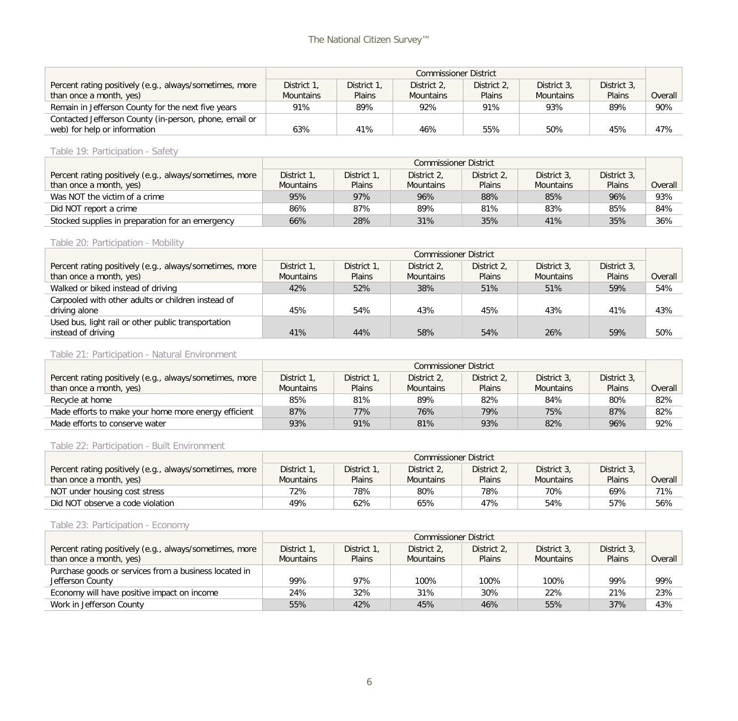| Percent rating positively (e.g., always/sometimes, more than once a month, yes) | Commissioner District | | | | | | Overall |
|---|---|---|---|---|---|---|---|
| | District 1, Mountains | District 1, Plains | District 2, Mountains | District 2, Plains | District 3, Mountains | District 3, Plains | |
| Remain in Jefferson County for the next five years | 91% | 89% | 92% | 91% | 93% | 89% | 90% |
| Contacted Jefferson County (in-person, phone, email or web) for help or information | 63% | 41% | 46% | 55% | 50% | 45% | 47% |

Table 19: Participation - Safety

| Percent rating positively (e.g., always/sometimes, more than once a month, yes) | Commissioner District | | | | | | Overall |
|---|---|---|---|---|---|---|---|
| | District 1, Mountains | District 1, Plains | District 2, Mountains | District 2, Plains | District 3, Mountains | District 3, Plains | |
| Was NOT the victim of a crime | 95% | 97% | 96% | 88% | 85% | 96% | 93% |
| Did NOT report a crime | 86% | 87% | 89% | 81% | 83% | 85% | 84% |
| Stocked supplies in preparation for an emergency | 66% | 28% | 31% | 35% | 41% | 35% | 36% |

Table 20: Participation - Mobility

| Percent rating positively (e.g., always/sometimes, more than once a month, yes) | Commissioner District | | | | | | Overall |
|---|---|---|---|---|---|---|---|
| | District 1, Mountains | District 1, Plains | District 2, Mountains | District 2, Plains | District 3, Mountains | District 3, Plains | |
| Walked or biked instead of driving | 42% | 52% | 38% | 51% | 51% | 59% | 54% |
| Carpooled with other adults or children instead of driving alone | 45% | 54% | 43% | 45% | 43% | 41% | 43% |
| Used bus, light rail or other public transportation instead of driving | 41% | 44% | 58% | 54% | 26% | 59% | 50% |

Table 21: Participation - Natural Environment

| Percent rating positively (e.g., always/sometimes, more than once a month, yes) | Commissioner District | | | | | | Overall |
|---|---|---|---|---|---|---|---|
| | District 1, Mountains | District 1, Plains | District 2, Mountains | District 2, Plains | District 3, Mountains | District 3, Plains | |
| Recycle at home | 85% | 81% | 89% | 82% | 84% | 80% | 82% |
| Made efforts to make your home more energy efficient | 87% | 77% | 76% | 79% | 75% | 87% | 82% |
| Made efforts to conserve water | 93% | 91% | 81% | 93% | 82% | 96% | 92% |

Table 22: Participation - Built Environment

| Percent rating positively (e.g., always/sometimes, more than once a month, yes) | Commissioner District | | | | | | Overall |
|---|---|---|---|---|---|---|---|
| | District 1, Mountains | District 1, Plains | District 2, Mountains | District 2, Plains | District 3, Mountains | District 3, Plains | |
| NOT under housing cost stress | 72% | 78% | 80% | 78% | 70% | 69% | 71% |
| Did NOT observe a code violation | 49% | 62% | 65% | 47% | 54% | 57% | 56% |

Table 23: Participation - Economy

| Percent rating positively (e.g., always/sometimes, more than once a month, yes) | Commissioner District | | | | | | Overall |
|---|---|---|---|---|---|---|---|
| | District 1, Mountains | District 1, Plains | District 2, Mountains | District 2, Plains | District 3, Mountains | District 3, Plains | |
| Purchase goods or services from a business located in Jefferson County | 99% | 97% | 100% | 100% | 100% | 99% | 99% |
| Economy will have positive impact on income | 24% | 32% | 31% | 30% | 22% | 21% | 23% |
| Work in Jefferson County | 55% | 42% | 45% | 46% | 55% | 37% | 43% |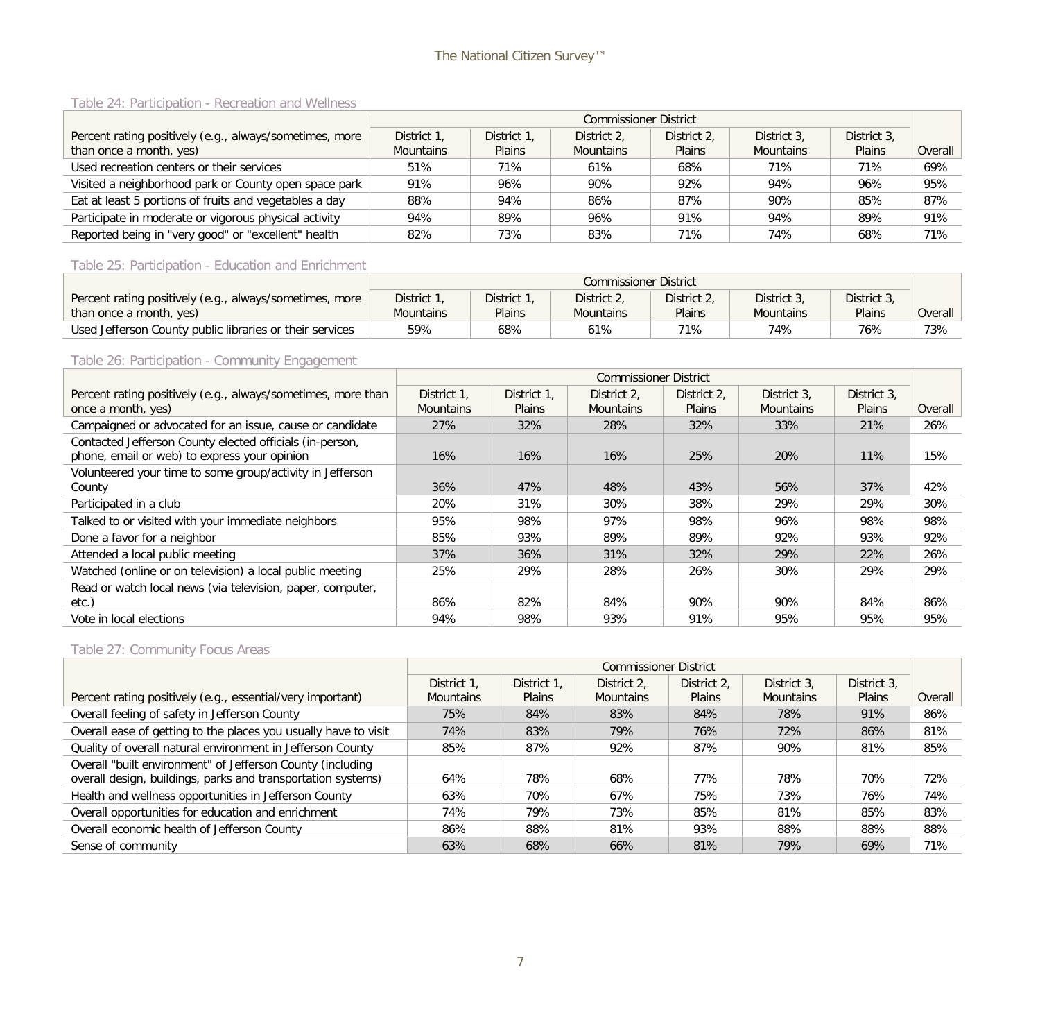Table 24: Participation - Recreation and Wellness

| Percent rating positively (e.g., always/sometimes, more than once a month, yes) | Commissioner District | | | | | | Overall |
|---|---|---|---|---|---|---|---|
| | District 1, Mountains | District 1, Plains | District 2, Mountains | District 2, Plains | District 3, Mountains | District 3, Plains | |
| Used recreation centers or their services | 51% | 71% | 61% | 68% | 71% | 71% | 69% |
| Visited a neighborhood park or County open space park | 91% | 96% | 90% | 92% | 94% | 96% | 95% |
| Eat at least 5 portions of fruits and vegetables a day | 88% | 94% | 86% | 87% | 90% | 85% | 87% |
| Participate in moderate or vigorous physical activity | 94% | 89% | 96% | 91% | 94% | 89% | 91% |
| Reported being in "very good" or "excellent" health | 82% | 73% | 83% | 71% | 74% | 68% | 71% |

Table 25: Participation - Education and Enrichment

| Percent rating positively (e.g., always/sometimes, more than once a month, yes) | Commissioner District | | | | | | Overall |
|---|---|---|---|---|---|---|---|
| | District 1, Mountains | District 1, Plains | District 2, Mountains | District 2, Plains | District 3, Mountains | District 3, Plains | |
| Used Jefferson County public libraries or their services | 59% | 68% | 61% | 71% | 74% | 76% | 73% |

Table 26: Participation - Community Engagement

| Percent rating positively (e.g., always/sometimes, more than once a month, yes) | Commissioner District | | | | | | Overall |
|---|---|---|---|---|---|---|---|
| | District 1, Mountains | District 1, Plains | District 2, Mountains | District 2, Plains | District 3, Mountains | District 3, Plains | |
| Campaigned or advocated for an issue, cause or candidate | 27% | 32% | 28% | 32% | 33% | 21% | 26% |
| Contacted Jefferson County elected officials (in-person, phone, email or web) to express your opinion | 16% | 16% | 16% | 25% | 20% | 11% | 15% |
| Volunteered your time to some group/activity in Jefferson County | 36% | 47% | 48% | 43% | 56% | 37% | 42% |
| Participated in a club | 20% | 31% | 30% | 38% | 29% | 29% | 30% |
| Talked to or visited with your immediate neighbors | 95% | 98% | 97% | 98% | 96% | 98% | 98% |
| Done a favor for a neighbor | 85% | 93% | 89% | 89% | 92% | 93% | 92% |
| Attended a local public meeting | 37% | 36% | 31% | 32% | 29% | 22% | 26% |
| Watched (online or on television) a local public meeting | 25% | 29% | 28% | 26% | 30% | 29% | 29% |
| Read or watch local news (via television, paper, computer, etc.) | 86% | 82% | 84% | 90% | 90% | 84% | 86% |
| Vote in local elections | 94% | 98% | 93% | 91% | 95% | 95% | 95% |

Table 27: Community Focus Areas

| Percent rating positively (e.g., essential/very important) | Commissioner District | | | | | | Overall |
|---|---|---|---|---|---|---|---|
| | District 1, Mountains | District 1, Plains | District 2, Mountains | District 2, Plains | District 3, Mountains | District 3, Plains | |
| Overall feeling of safety in Jefferson County | 75% | 84% | 83% | 84% | 78% | 91% | 86% |
| Overall ease of getting to the places you usually have to visit | 74% | 83% | 79% | 76% | 72% | 86% | 81% |
| Quality of overall natural environment in Jefferson County | 85% | 87% | 92% | 87% | 90% | 81% | 85% |
| Overall "built environment" of Jefferson County (including overall design, buildings, parks and transportation systems) | 64% | 78% | 68% | 77% | 78% | 70% | 72% |
| Health and wellness opportunities in Jefferson County | 63% | 70% | 67% | 75% | 73% | 76% | 74% |
| Overall opportunities for education and enrichment | 74% | 79% | 73% | 85% | 81% | 85% | 83% |
| Overall economic health of Jefferson County | 86% | 88% | 81% | 93% | 88% | 88% | 88% |
| Sense of community | 63% | 68% | 66% | 81% | 79% | 69% | 71% |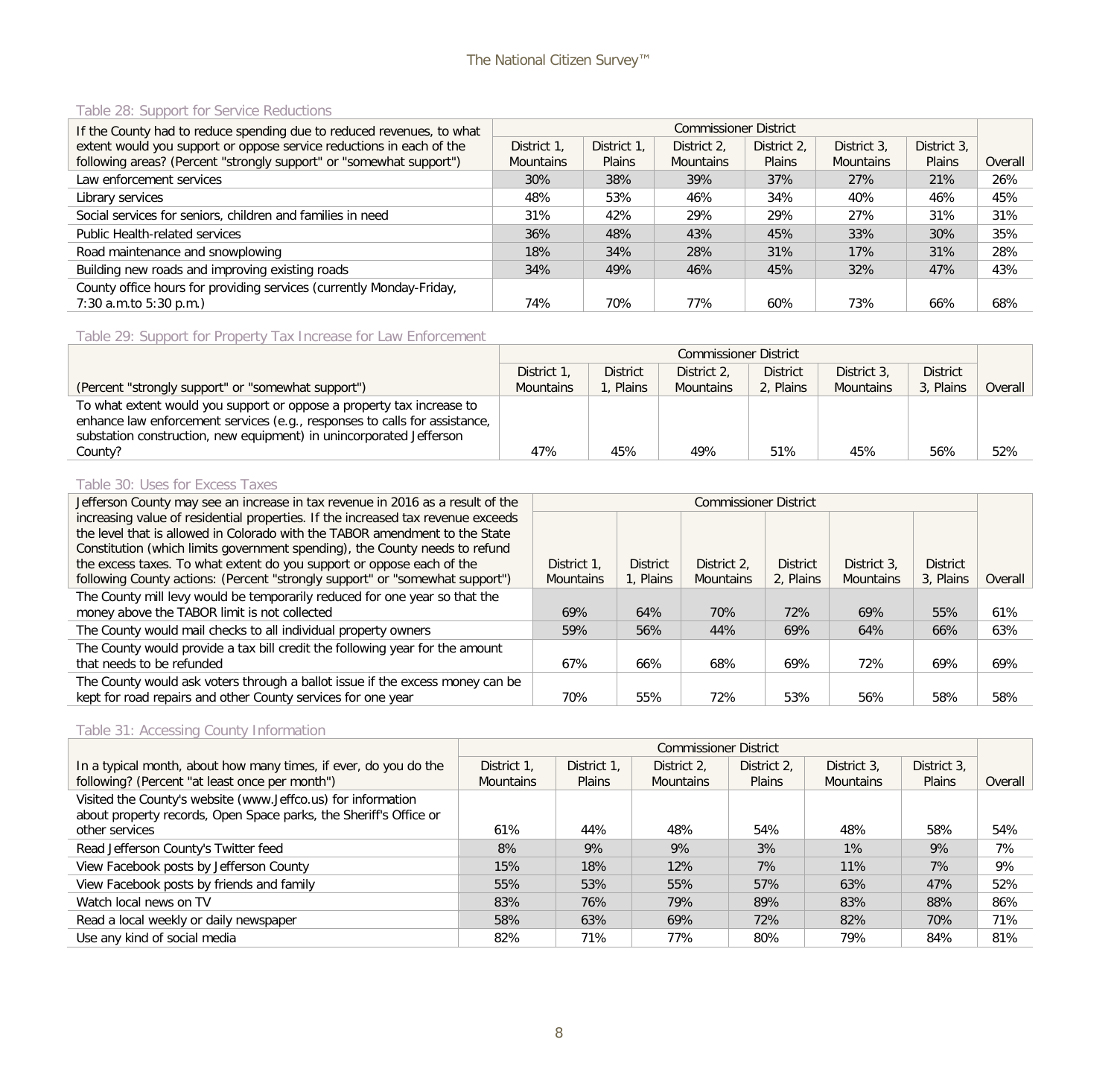Table 28: Support for Service Reductions

| If the County had to reduce spending due to reduced revenues, to what extent would you support or oppose service reductions in each of the following areas? (Percent "strongly support" or "somewhat support") | Commissioner District | | | | | | |
|---|---|---|---|---|---|---|---|
| | District 1, Mountains | District 1, Plains | District 2, Mountains | District 2, Plains | District 3, Mountains | District 3, Plains | Overall |
| Law enforcement services | 30% | 38% | 39% | 37% | 27% | 21% | 26% |
| Library services | 48% | 53% | 46% | 34% | 40% | 46% | 45% |
| Social services for seniors, children and families in need | 31% | 42% | 29% | 29% | 27% | 31% | 31% |
| Public Health-related services | 36% | 48% | 43% | 45% | 33% | 30% | 35% |
| Road maintenance and snowplowing | 18% | 34% | 28% | 31% | 17% | 31% | 28% |
| Building new roads and improving existing roads | 34% | 49% | 46% | 45% | 32% | 47% | 43% |
| County office hours for providing services (currently Monday-Friday, 7:30 a.m.to 5:30 p.m.) | 74% | 70% | 77% | 60% | 73% | 66% | 68% |

Table 29: Support for Property Tax Increase for Law Enforcement

| (Percent "strongly support" or "somewhat support") | Commissioner District | | | | | | |
|---|---|---|---|---|---|---|---|
| | District 1, Mountains | District 1, Plains | District 2, Mountains | District 2, Plains | District 3, Mountains | District 3, Plains | Overall |
| To what extent would you support or oppose a property tax increase to enhance law enforcement services (e.g., responses to calls for assistance, substation construction, new equipment) in unincorporated Jefferson County? | 47% | 45% | 49% | 51% | 45% | 56% | 52% |

Table 30: Uses for Excess Taxes

| Jefferson County may see an increase in tax revenue in 2016 as a result of the increasing value of residential properties. If the increased tax revenue exceeds the level that is allowed in Colorado with the TABOR amendment to the State Constitution (which limits government spending), the County needs to refund the excess taxes. To what extent do you support or oppose each of the following County actions: (Percent "strongly support" or "somewhat support") | Commissioner District | | | | | | |
|---|---|---|---|---|---|---|---|
| | District 1, Mountains | District 1, Plains | District 2, Mountains | District 2, Plains | District 3, Mountains | District 3, Plains | Overall |
| The County mill levy would be temporarily reduced for one year so that the money above the TABOR limit is not collected | 69% | 64% | 70% | 72% | 69% | 55% | 61% |
| The County would mail checks to all individual property owners | 59% | 56% | 44% | 69% | 64% | 66% | 63% |
| The County would provide a tax bill credit the following year for the amount that needs to be refunded | 67% | 66% | 68% | 69% | 72% | 69% | 69% |
| The County would ask voters through a ballot issue if the excess money can be kept for road repairs and other County services for one year | 70% | 55% | 72% | 53% | 56% | 58% | 58% |

Table 31: Accessing County Information

| In a typical month, about how many times, if ever, do you do the following? (Percent "at least once per month") | Commissioner District | | | | | | |
|---|---|---|---|---|---|---|---|
| | District 1, Mountains | District 1, Plains | District 2, Mountains | District 2, Plains | District 3, Mountains | District 3, Plains | Overall |
| Visited the County's website (www.Jeffco.us) for information about property records, Open Space parks, the Sheriff's Office or other services | 61% | 44% | 48% | 54% | 48% | 58% | 54% |
| Read Jefferson County's Twitter feed | 8% | 9% | 9% | 3% | 1% | 9% | 7% |
| View Facebook posts by Jefferson County | 15% | 18% | 12% | 7% | 11% | 7% | 9% |
| View Facebook posts by friends and family | 55% | 53% | 55% | 57% | 63% | 47% | 52% |
| Watch local news on TV | 83% | 76% | 79% | 89% | 83% | 88% | 86% |
| Read a local weekly or daily newspaper | 58% | 63% | 69% | 72% | 82% | 70% | 71% |
| Use any kind of social media | 82% | 71% | 77% | 80% | 79% | 84% | 81% |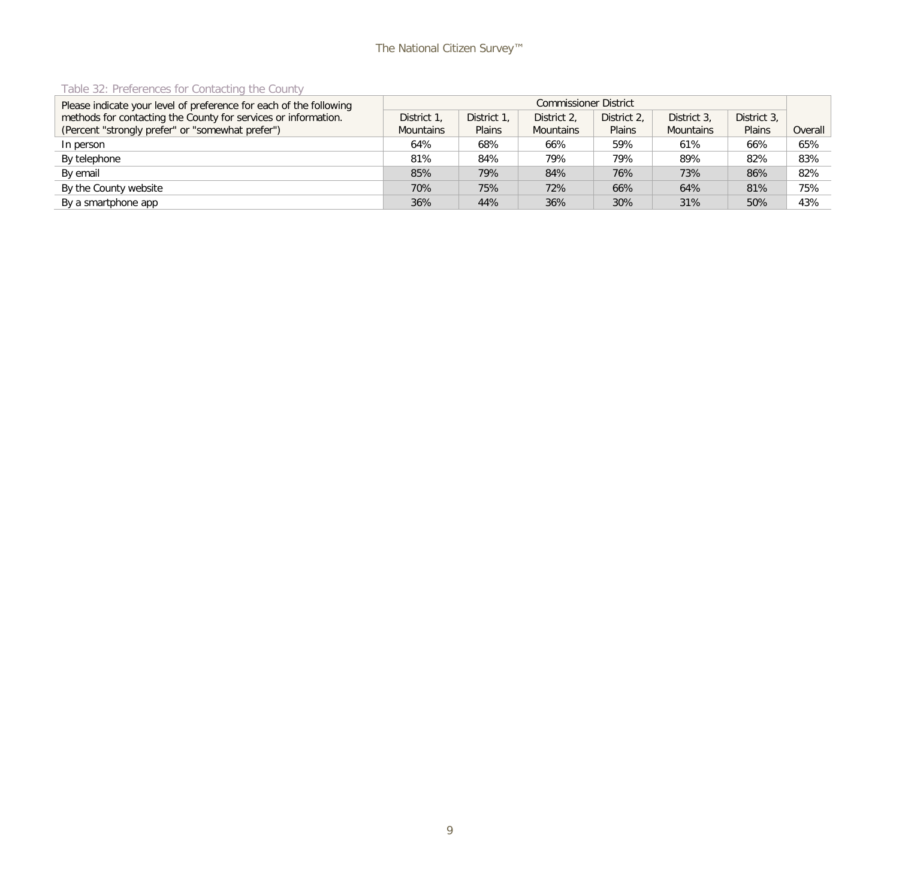Table 32: Preferences for Contacting the County

| Please indicate your level of preference for each of the following methods for contacting the County for services or information. (Percent "strongly prefer" or "somewhat prefer") | Commissioner District | | | | | | |
|---|---|---|---|---|---|---|---|
| | District 1, Mountains | District 1, Plains | District 2, Mountains | District 2, Plains | District 3, Mountains | District 3, Plains | Overall |
| In person | 64% | 68% | 66% | 59% | 61% | 66% | 65% |
| By telephone | 81% | 84% | 79% | 79% | 89% | 82% | 83% |
| By email | 85% | 79% | 84% | 76% | 73% | 86% | 82% |
| By the County website | 70% | 75% | 72% | 66% | 64% | 81% | 75% |
| By a smartphone app | 36% | 44% | 36% | 30% | 31% | 50% | 43% |